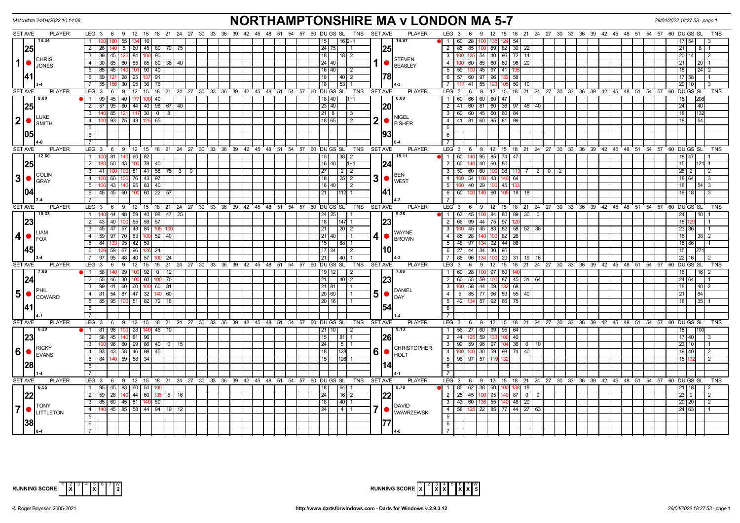Matchdate 24/04/2022 10:14:08

# NORTHAMPTONSHIRE MA v LONDON MA 5-7

29/04/2022 18:27:53 - page 1

## Match 1: CHRIS JONES v STEVEN BEASLEY

CHRIS JONES — SET AVE 14.34, 25.41, 3-4

| LEG | 3 | 6 | 9 | 12 | 15 | 18 | 21 | 24 | DU | GS | SL | TNS |
|---|---|---|---|---|---|---|---|---|---|---|---|---|
| 1 | 100 | 180 | 55 | 134 | 16 | | | | 15 | | 16 | 2+1 |
| 2 | 26 | 140 | 5 | 60 | 45 | 80 | 70 | 75 | 24 | 75 | | 1 |
| 3 | 39 | 45 | 125 | 84 | 100 | 90 | | | 18 | | 18 | 2 |
| 4 | 30 | 85 | 60 | 85 | 85 | 80 | 36 | 40 | 24 | 40 | | |
| 5 | 85 | 45 | 140 | 101 | 90 | 40 | | | 16 | 40 | | 2 |
| 6 | 59 | 121 | 28 | 25 | 137 | 91 | | | 18 | | 40 | 2 |
| 7 | 55 | 156 | 30 | 95 | 36 | 76 | | | 18 | | 53 | 1 |

STEVEN BEASLEY — SET AVE 14.97, 25.78, 4-3

| LEG | 3 | 6 | 9 | 12 | 15 | 18 | 21 | DU | GS | SL | TNS |
|---|---|---|---|---|---|---|---|---|---|---|---|
| 1 | 60 | 28 | 100 | 135 | 124 | 54 | | 17 | 54 | | 3 |
| 2 | 85 | 85 | 100 | 89 | 82 | 30 | 22 | 21 | | 8 | 1 |
| 3 | 100 | 125 | 54 | 40 | 96 | 72 | 14 | 20 | 14 | | 2 |
| 4 | 100 | 60 | 85 | 60 | 60 | 96 | 20 | 21 | | 20 | 1 |
| 5 | 59 | 100 | 45 | 97 | 41 | 135 | | 18 | | 24 | 2 |
| 6 | 57 | 60 | 97 | 96 | 133 | 58 | | 17 | 58 | | 1 |
| 7 | 117 | 41 | 55 | 123 | 105 | 50 | 10 | 20 | 10 | | 3 |

## Match 2: LUKE SMITH v NIGEL FISHER

LUKE SMITH — SET AVE 8.80, 25.05, 4-0

| LEG | 3 | 6 | 9 | 12 | 15 | 18 | 21 | 24 | DU | GS | SL | TNS |
|---|---|---|---|---|---|---|---|---|---|---|---|---|
| 1 | 99 | 45 | 40 | 177 | 100 | 40 | | | 18 | 40 | | 1+1 |
| 2 | 57 | 95 | 60 | 44 | 40 | 98 | 67 | 40 | 23 | 40 | | |
| 3 | 140 | 85 | 121 | 117 | 30 | 0 | 8 | | 21 | 8 | | 3 |
| 4 | 100 | 93 | 75 | 43 | 125 | 65 | | | 18 | 65 | | 2 |

NIGEL FISHER — SET AVE 0.00, 20.93, 0-4

| LEG | 3 | 6 | 9 | 12 | 15 | 18 | 21 | 24 | DU | GS | SL | TNS |
|---|---|---|---|---|---|---|---|---|---|---|---|---|
| 1 | 60 | 66 | 60 | 60 | 47 | | | | 15 | | 208 | |
| 2 | 41 | 60 | 81 | 60 | 36 | 97 | 46 | 40 | 24 | | 40 | |
| 3 | 60 | 60 | 45 | 60 | 60 | 84 | | | 18 | | 132 | |
| 4 | 41 | 81 | 60 | 85 | 81 | 99 | | | 18 | | 54 | |

## Match 3: COLIN GRAY v BEN WEST

COLIN GRAY — SET AVE 12.60, 25.04, 2-4

| LEG | 3 | 6 | 9 | 12 | 15 | 18 | 21 | 24 | 27 | DU | GS | SL | TNS |
|---|---|---|---|---|---|---|---|---|---|---|---|---|---|
| 1 | 100 | 81 | 140 | 60 | 82 | | | | | 15 | | 38 | 2 |
| 2 | 180 | 60 | 43 | 100 | 78 | 40 | | | | 16 | 40 | | 1+1 |
| 3 | 41 | 100 | 100 | 81 | 41 | 58 | 75 | 3 | 0 | 27 | | 2 | 2 |
| 4 | 100 | 60 | 100 | 76 | 43 | 97 | | | | 18 | | 25 | 2 |
| 5 | 100 | 43 | 140 | 95 | 83 | 40 | | | | 16 | 40 | | 2 |
| 6 | 45 | 45 | 60 | 100 | 60 | 22 | 57 | | | 21 | | 112 | 1 |

BEN WEST — SET AVE 15.11, 24.41, 4-2

| LEG | 3 | 6 | 9 | 12 | 15 | 18 | 21 | 24 | 27 | 30 | DU | GS | SL | TNS |
|---|---|---|---|---|---|---|---|---|---|---|---|---|---|---|
| 1 | 60 | 140 | 95 | 85 | 74 | 47 | | | | | 18 | 47 | | 1 |
| 2 | 60 | 140 | 40 | 60 | 80 | | | | | | 15 | | 121 | 1 |
| 3 | 59 | 60 | 60 | 100 | 98 | 113 | 7 | 2 | 0 | 2 | 28 | 2 | | 2 |
| 4 | 100 | 54 | 100 | 43 | 140 | 64 | | | | | 18 | 64 | | 3 |
| 5 | 100 | 40 | 29 | 100 | 45 | 133 | | | | | 18 | | 54 | 3 |
| 6 | 60 | 100 | 140 | 60 | 105 | 18 | 18 | | | | 19 | 18 | | 3 |

## Match 4: LIAM FOX v WAYNE BROWN

LIAM FOX — SET AVE 10.33, 23.45, 3-4

| LEG | 3 | 6 | 9 | 12 | 15 | 18 | 21 | 24 | DU | GS | SL | TNS |
|---|---|---|---|---|---|---|---|---|---|---|---|---|
| 1 | 140 | 44 | 48 | 59 | 40 | 98 | 47 | 25 | 24 | 25 | | 1 |
| 2 | 43 | 40 | 100 | 55 | 59 | 57 | | | 18 | | 147 | 1 |
| 3 | 45 | 47 | 57 | 43 | 84 | 105 | 100 | | 21 | | 20 | 2 |
| 4 | 59 | 97 | 70 | 83 | 100 | 52 | 40 | | 21 | 40 | | 1 |
| 5 | 84 | 133 | 95 | 42 | 59 | | | | 15 | | 88 | 1 |
| 6 | 129 | 59 | 67 | 96 | 126 | 24 | | | 17 | 24 | | 2 |
| 7 | 97 | 95 | 48 | 40 | 57 | 100 | 24 | | 21 | | 40 | 1 |

WAYNE BROWN — SET AVE 9.28, 23.10, 4-3

| LEG | 3 | 6 | 9 | 12 | 15 | 18 | 21 | 24 | DU | GS | SL | TNS |
|---|---|---|---|---|---|---|---|---|---|---|---|---|
| 1 | 63 | 45 | 100 | 84 | 80 | 89 | 30 | 0 | 24 | | 10 | 1 |
| 2 | 66 | 99 | 44 | 75 | 97 | 120 | | | 18 | 120 | | 1 |
| 3 | 100 | 45 | 45 | 83 | 82 | 58 | 52 | 36 | 23 | 36 | | 1 |
| 4 | 85 | 28 | 140 | 100 | 82 | 28 | | | 18 | | 38 | 2 |
| 5 | 48 | 97 | 134 | 92 | 44 | 86 | | | 18 | 86 | | 1 |
| 6 | 27 | 44 | 34 | 30 | 95 | | | | 15 | | 271 | |
| 7 | 85 | 96 | 134 | 100 | 20 | 31 | 19 | 16 | 22 | 16 | | 2 |

## Match 5: PHIL COWARD v DANIEL DAY

PHIL COWARD — SET AVE 7.80, 24.41, 4-1

| LEG | 3 | 6 | 9 | 12 | 15 | 18 | 21 | DU | GS | SL | TNS |
|---|---|---|---|---|---|---|---|---|---|---|---|
| 1 | 58 | 140 | 99 | 100 | 92 | 0 | 12 | 19 | 12 | | 2 |
| 2 | 55 | 46 | 30 | 100 | 60 | 100 | 70 | 21 | | 40 | 2 |
| 3 | 99 | 41 | 60 | 60 | 100 | 60 | 81 | 21 | 81 | | 1 |
| 4 | 81 | 54 | 87 | 47 | 32 | 140 | 60 | 20 | 60 | | 1 |
| 5 | 85 | 95 | 100 | 51 | 82 | 72 | 16 | 20 | 16 | | 1 |

DANIEL DAY — SET AVE 7.06, 23.54, 1-4

| LEG | 3 | 6 | 9 | 12 | 15 | 18 | 21 | DU | GS | SL | TNS |
|---|---|---|---|---|---|---|---|---|---|---|---|
| 1 | 60 | 28 | 100 | 97 | 60 | 140 | | 18 | | 16 | 2 |
| 2 | 60 | 55 | 59 | 100 | 87 | 45 | 31 | 64 | 24 | 64 | 1 |
| 3 | 100 | 58 | 44 | 59 | 132 | 68 | | 18 | | 40 | 2 |
| 4 | 5 | 85 | 77 | 96 | 59 | 55 | 40 | 21 | | 84 | |
| 5 | 42 | 134 | 57 | 92 | 66 | 75 | | 18 | | 35 | 1 |

## Match 6: RICKY EVANS v CHRISTOPHER HOLT

RICKY EVANS — SET AVE 6.20, 23.28, 1-4

| LEG | 3 | 6 | 9 | 12 | 15 | 18 | 21 | 24 | DU | GS | SL | TNS |
|---|---|---|---|---|---|---|---|---|---|---|---|---|
| 1 | 81 | 96 | 100 | 28 | 140 | 46 | 10 | | 21 | 10 | | 2 |
| 2 | 58 | 45 | 140 | 81 | 96 | | | | 15 | | 81 | 1 |
| 3 | 100 | 96 | 60 | 99 | 86 | 40 | 0 | 15 | 24 | | 5 | 1 |
| 4 | 83 | 43 | 58 | 46 | 98 | 45 | | | 18 | | 128 | |
| 5 | 84 | 140 | 59 | 58 | 34 | | | | 15 | | 126 | 1 |

CHRISTOPHER HOLT — SET AVE 9.13, 26.14, 4-1

| LEG | 3 | 6 | 9 | 12 | 15 | 18 | 21 | 24 | DU | GS | SL | TNS |
|---|---|---|---|---|---|---|---|---|---|---|---|---|
| 1 | 56 | 27 | 60 | 99 | 95 | 64 | | | 18 | | 100 | |
| 2 | 44 | 125 | 59 | 133 | 100 | 40 | | | 17 | 40 | | 3 |
| 3 | 99 | 59 | 96 | 97 | 104 | 36 | 0 | 10 | 23 | 10 | | 1 |
| 4 | 100 | 100 | 30 | 59 | 98 | 74 | 40 | | 19 | 40 | | 2 |
| 5 | 96 | 97 | 57 | 119 | 132 | | | | 15 | 132 | | 2 |

## Match 7: TONY LITTLETON v DAVID WAWRZEWSKI

TONY LITTLETON — SET AVE 6.55, 22.38, 0-4

| LEG | 3 | 6 | 9 | 12 | 15 | 18 | 21 | 24 | DU | GS | SL | TNS |
|---|---|---|---|---|---|---|---|---|---|---|---|---|
| 1 | 95 | 45 | 83 | 60 | 54 | 100 | | | 18 | | 64 | 1 |
| 2 | 59 | 26 | 140 | 44 | 60 | 135 | 5 | 16 | 24 | | 16 | 2 |
| 3 | 85 | 60 | 45 | 81 | 140 | 50 | | | 18 | | 40 | 1 |
| 4 | 140 | 45 | 85 | 58 | 44 | 94 | 19 | 12 | 24 | | 4 | 1 |

DAVID WAWRZEWSKI — SET AVE 8.78, 22.77, 4-0

| LEG | 3 | 6 | 9 | 12 | 15 | 18 | 21 | 24 | DU | GS | SL | TNS |
|---|---|---|---|---|---|---|---|---|---|---|---|---|
| 1 | 85 | 62 | 38 | 60 | 100 | 138 | 18 | | 21 | 18 | | 2 |
| 2 | 25 | 45 | 100 | 95 | 140 | 87 | 0 | 9 | 23 | 9 | | 2 |
| 3 | 43 | 60 | 135 | 55 | 140 | 48 | 20 | | 20 | 20 | | 2 |
| 4 | 58 | 125 | 22 | 85 | 77 | 44 | 27 | 63 | 24 | 63 | | 1 |

RUNNING SCORE (Northamptonshire): 1: -, 2: X, 3: -, 4: -, 5: X, 6: -, 7: - — W: 2

RUNNING SCORE (London): 1: X, 2: -, 3: X, 4: X, 5: -, 6: X, 7: X — W: 5

© Roger Boyesen 2005-2021 — http://www.dartsforwindows.com - Darts for Windows v.2.9.3.12 — 29/04/2022 18:27:53 - page 1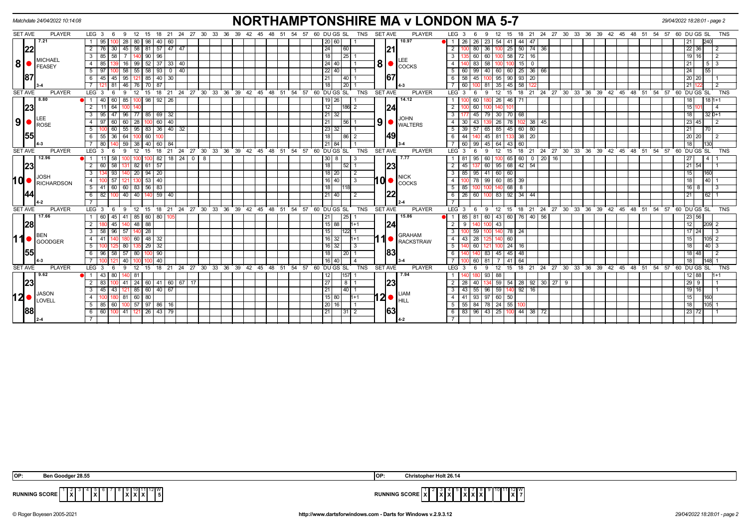Matchdate 24/04/2022 10:14:08

# NORTHAMPTONSHIRE MA v LONDON MA 5-7

29/04/2022 18:28:01 - page 2

| SET AVE | PLAYER | LEG | 3 | 6 | 9 | 12 | 15 | 18 | 21 | 24 | 27 | 30 | DU | GS | SL | TNS | SET AVE | PLAYER | LEG | 3 | 6 | 9 | 12 | 15 | 18 | 21 | 24 | 27 | 30 | DU | GS | SL | TNS |
|---|---|---|---|---|---|---|---|---|---|---|---|---|---|---|---|---|---|---|---|---|---|---|---|---|---|---|---|---|---|---|---|---|---|
| 7.21 | | 1 | 95 | 100 | 28 | 80 | 98 | 40 | 60 | | | | 20 | 60 | | 1 | 10.97 | | 1 | 26 | 26 | 23 | 54 | 41 | 44 | 47 | | | | 21 | | 240 | |
| 22 | | 2 | 76 | 30 | 45 | 58 | 81 | 57 | 47 | 47 | | | 24 | | 60 | | 21 | | 2 | 100 | 80 | 36 | 100 | 25 | 50 | 74 | 36 | | | 22 | 36 | | 2 |
| 8 | MICHAEL FEASEY | 3 | 85 | 58 | 7 | 140 | 90 | 96 | | | | | 18 | | 25 | 1 | 8 | LEE COCKS | 3 | 135 | 60 | 60 | 100 | 58 | 72 | 16 | | | | 19 | 16 | | 2 |
| | | 4 | 85 | 139 | 16 | 99 | 52 | 37 | 33 | 40 | | | 24 | 40 | | 1 | | | 4 | 140 | 83 | 58 | 100 | 100 | 15 | 0 | | | | 21 | | 5 | 3 |
| 87 | | 5 | 97 | 100 | 58 | 55 | 58 | 93 | 0 | 40 | | | 22 | 40 | | 1 | 67 | | 5 | 60 | 99 | 40 | 60 | 60 | 25 | 36 | 66 | | | 24 | | 55 | |
| | | 6 | 45 | 45 | 95 | 121 | 85 | 40 | 30 | | | | 21 | | 40 | 1 | | | 6 | 58 | 45 | 100 | 95 | 90 | 93 | 20 | | | | 20 | 20 | | 1 |
| | 3-4 | 7 | 121 | 81 | 46 | 76 | 70 | 87 | | | | | 18 | | 20 | 1 | | 4-3 | 7 | 60 | 100 | 81 | 35 | 45 | 58 | 122 | | | | 21 | 122 | | 2 |
| 8.80 | | 1 | 40 | 60 | 85 | 100 | 98 | 92 | 26 | | | | 19 | 26 | | 1 | 14.12 | | 1 | 100 | 60 | 180 | 26 | 46 | 71 | | | | | 18 | | 18 | 1+1 |
| 23 | | 2 | 11 | 64 | 100 | 140 | | | | | | | 12 | | 186 | 2 | 24 | | 2 | 100 | 60 | 100 | 140 | 101 | | | | | | 15 | 101 | | 4 |
| 9 | LEE ROSE | 3 | 95 | 47 | 96 | 77 | 85 | 69 | 32 | | | | 21 | 32 | | | 9 | JOHN WALTERS | 3 | 177 | 45 | 79 | 30 | 70 | 68 | | | | | 18 | | 32 | 0+1 |
| | | 4 | 97 | 60 | 60 | 28 | 100 | 60 | 40 | | | | 21 | | 56 | 1 | | | 4 | 30 | 43 | 139 | 26 | 78 | 102 | 38 | 45 | | | 23 | 45 | | 2 |
| 55 | | 5 | 100 | 60 | 55 | 95 | 83 | 36 | 40 | 32 | | | 23 | 32 | | 1 | 49 | | 5 | 39 | 57 | 65 | 85 | 45 | 60 | 80 | | | | 21 | | 70 | |
| | | 6 | 55 | 36 | 64 | 100 | 60 | 100 | | | | | 18 | | 86 | 2 | | | 6 | 44 | 140 | 45 | 81 | 133 | 38 | 20 | | | | 20 | 20 | | 2 |
| | 4-3 | 7 | 80 | 140 | 59 | 38 | 40 | 60 | 84 | | | | 21 | 84 | | 1 | | 3-4 | 7 | 60 | 99 | 45 | 64 | 43 | 60 | | | | | 18 | | 130 | |
| 12.96 | | 1 | 11 | 58 | 100 | 100 | 100 | 82 | 18 | 24 | 0 | 8 | 30 | 8 | | 3 | 7.77 | | 1 | 81 | 95 | 60 | 100 | 65 | 60 | 0 | 20 | 16 | | 27 | | 4 | 1 |
| 23 | | 2 | 60 | 58 | 131 | 82 | 61 | 57 | | | | | 18 | | 52 | 1 | 23 | | 2 | 45 | 137 | 60 | 95 | 68 | 42 | 54 | | | | 21 | 54 | | 1 |
| 10 | JOSH RICHARDSON | 3 | 134 | 93 | 140 | 20 | 94 | 20 | | | | | 18 | 20 | | 2 | 10 | NICK COCKS | 3 | 85 | 95 | 41 | 60 | 60 | | | | | | 15 | | 160 | |
| | | 4 | 100 | 57 | 121 | 130 | 53 | 40 | | | | | 16 | 40 | | 3 | | | 4 | 100 | 78 | 99 | 60 | 85 | 39 | | | | | 18 | | 40 | 1 |
| 44 | | 5 | 41 | 60 | 60 | 83 | 56 | 83 | | | | | 18 | | 118 | | 22 | | 5 | 85 | 100 | 100 | 140 | 68 | 8 | | | | | 16 | 8 | | 3 |
| | 4-2 | 6 | 82 | 100 | 40 | 40 | 140 | 59 | 40 | | | | 21 | 40 | | 2 | | 2-4 | 6 | 26 | 60 | 100 | 83 | 92 | 34 | 44 | | | | 21 | | 62 | 1 |
| 17.66 | | 1 | 60 | 45 | 41 | 85 | 60 | 80 | 105 | | | | 21 | | 25 | 1 | 15.86 | | 1 | 85 | 81 | 60 | 43 | 60 | 76 | 40 | 56 | | | 23 | 56 | | |
| 28 | | 2 | 180 | 45 | 140 | 48 | 88 | | | | | | 15 | 88 | | 1+1 | 24 | | 2 | 9 | 140 | 100 | 43 | | | | | | | 12 | | 209 | 2 |
| 11 | BEN GOODGER | 3 | 58 | 96 | 57 | 140 | 28 | | | | | | 15 | | 122 | 1 | 11 | GRAHAM RACKSTRAW | 3 | 100 | 59 | 100 | 140 | 78 | 24 | | | | | 17 | 24 | | 3 |
| | | 4 | 41 | 140 | 180 | 60 | 48 | 32 | | | | | 16 | 32 | | 1+1 | | | 4 | 43 | 28 | 125 | 140 | 60 | | | | | | 15 | | 105 | 2 |
| 55 | | 5 | 100 | 125 | 80 | 135 | 29 | 32 | | | | | 16 | 32 | | 3 | 83 | | 5 | 140 | 60 | 121 | 100 | 24 | 16 | | | | | 18 | | 40 | 3 |
| | | 6 | 96 | 58 | 57 | 80 | 100 | 90 | | | | | 18 | | 20 | 1 | | | 6 | 140 | 140 | 83 | 45 | 45 | 48 | | | | | 18 | 48 | | 2 |
| | 4-3 | 7 | 100 | 121 | 40 | 100 | 100 | 40 | | | | | 16 | 40 | | 4 | | 3-4 | 7 | 100 | 60 | 81 | 7 | 41 | 64 | | | | | 18 | | 148 | 1 |
| 9.62 | | 1 | 43 | 80 | 140 | 81 | | | | | | | 12 | | 157 | 1 | 7.94 | | 1 | 140 | 180 | 93 | 88 | | | | | | | 12 | 88 | | 1+1 |
| 23 | | 2 | 83 | 100 | 41 | 24 | 60 | 41 | 60 | 67 | 17 | | 27 | | 8 | 1 | 23 | | 2 | 28 | 40 | 134 | 59 | 54 | 28 | 92 | 30 | 27 | 9 | 29 | 9 | | 1 |
| 12 | JASON LOVELL | 3 | 45 | 43 | 121 | 85 | 60 | 40 | 67 | | | | 21 | | 40 | 1 | 12 | LIAM HILL | 3 | 43 | 55 | 96 | 59 | 140 | 92 | 16 | | | | 19 | 16 | | 1 |
| | | 4 | 100 | 180 | 81 | 60 | 80 | | | | | | 15 | 80 | | 1+1 | | | 4 | 41 | 93 | 97 | 60 | 50 | | | | | | 15 | | 160 | |
| 88 | | 5 | 85 | 60 | 100 | 57 | 97 | 86 | 16 | | | | 20 | 16 | | 1 | 63 | | 5 | 55 | 84 | 78 | 24 | 55 | 100 | | | | | 18 | | 105 | 1 |
| | 2-4 | 6 | 60 | 100 | 41 | 121 | 26 | 43 | 79 | | | | 21 | | 31 | 2 | | 4-2 | 6 | 83 | 96 | 43 | 25 | 100 | 44 | 38 | 72 | | | 23 | 72 | | 1 |

OP: Ben Goodger 28.55

OP: Christopher Holt 26.14

RUNNING SCORE (Northamptonshire): X at sets 2, 5, 9, 10, 11 — W: 5

RUNNING SCORE (London): X at sets 1, 3, 4, 6, 7, 8, 12 — W: 7

© Roger Boyesen 2005-2021 | http://www.dartsforwindows.com - Darts for Windows v.2.9.3.12 | 29/04/2022 18:28:01 - page 2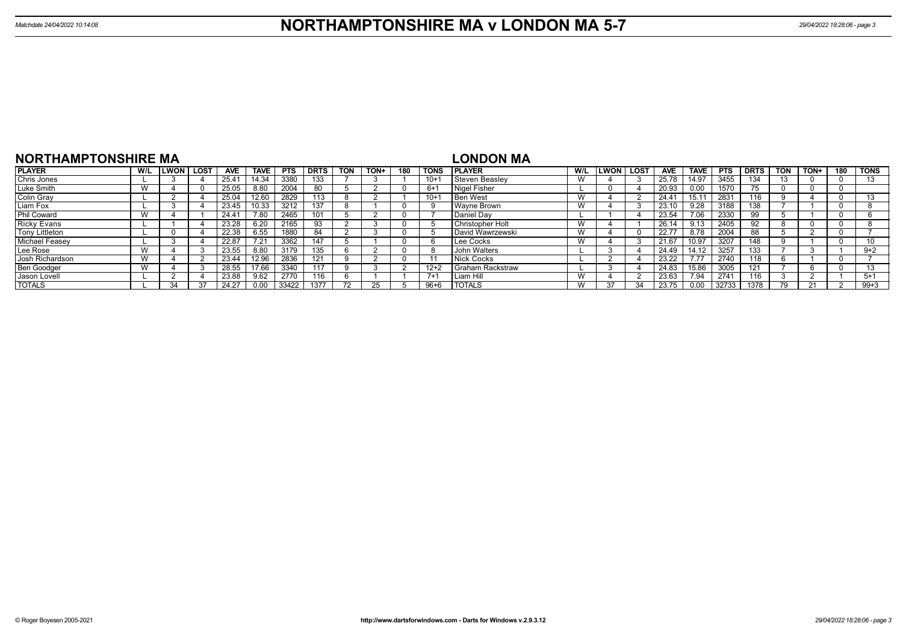# NORTHAMPTONSHIRE MA v LONDON MA 5-7

Matchdate 24/04/2022 10:14:08

## NORTHAMPTONSHIRE MA

| PLAYER | W/L | LWON | LOST | AVE | TAVE | PTS | DRTS | TON | TON+ | 180 | TONS |
|---|---|---|---|---|---|---|---|---|---|---|---|
| Chris Jones | L | 3 | 4 | 25.41 | 14.34 | 3380 | 133 | 7 | 3 | 1 | 10+1 |
| Luke Smith | W | 4 | 0 | 25.05 | 8.80 | 2004 | 80 | 5 | 2 | 0 | 6+1 |
| Colin Gray | L | 2 | 4 | 25.04 | 12.60 | 2829 | 113 | 8 | 2 | 1 | 10+1 |
| Liam Fox | L | 3 | 4 | 23.45 | 10.33 | 3212 | 137 | 8 | 1 | 0 | 9 |
| Phil Coward | W | 4 | 1 | 24.41 | 7.80 | 2465 | 101 | 5 | 2 | 0 | 7 |
| Ricky Evans | L | 1 | 4 | 23.28 | 6.20 | 2165 | 93 | 2 | 3 | 0 | 5 |
| Tony Littleton | L | 0 | 4 | 22.38 | 6.55 | 1880 | 84 | 2 | 3 | 0 | 5 |
| Michael Feasey | L | 3 | 4 | 22.87 | 7.21 | 3362 | 147 | 5 | 1 | 0 | 6 |
| Lee Rose | W | 4 | 3 | 23.55 | 8.80 | 3179 | 135 | 6 | 2 | 0 | 8 |
| Josh Richardson | W | 4 | 2 | 23.44 | 12.96 | 2836 | 121 | 9 | 2 | 0 | 11 |
| Ben Goodger | W | 4 | 3 | 28.55 | 17.66 | 3340 | 117 | 9 | 3 | 2 | 12+2 |
| Jason Lovell | L | 2 | 4 | 23.88 | 9.62 | 2770 | 116 | 6 | 1 | 1 | 7+1 |
| TOTALS | L | 34 | 37 | 24.27 | 0.00 | 33422 | 1377 | 72 | 25 | 5 | 96+6 |

## LONDON MA

| PLAYER | W/L | LWON | LOST | AVE | TAVE | PTS | DRTS | TON | TON+ | 180 | TONS |
|---|---|---|---|---|---|---|---|---|---|---|---|
| Steven Beasley | W | 4 | 3 | 25.78 | 14.97 | 3455 | 134 | 13 | 0 | 0 | 13 |
| Nigel Fisher | L | 0 | 4 | 20.93 | 0.00 | 1570 | 75 | 0 | 0 | 0 | |
| Ben West | W | 4 | 2 | 24.41 | 15.11 | 2831 | 116 | 9 | 4 | 0 | 13 |
| Wayne Brown | W | 4 | 3 | 23.10 | 9.28 | 3188 | 138 | 7 | 1 | 0 | 8 |
| Daniel Day | L | 1 | 4 | 23.54 | 7.06 | 2330 | 99 | 5 | 1 | 0 | 6 |
| Christopher Holt | W | 4 | 1 | 26.14 | 9.13 | 2405 | 92 | 8 | 0 | 0 | 8 |
| David Wawrzewski | W | 4 | 0 | 22.77 | 8.78 | 2004 | 88 | 5 | 2 | 0 | 7 |
| Lee Cocks | W | 4 | 3 | 21.67 | 10.97 | 3207 | 148 | 9 | 1 | 0 | 10 |
| John Walters | L | 3 | 4 | 24.49 | 14.12 | 3257 | 133 | 7 | 3 | 1 | 9+2 |
| Nick Cocks | L | 2 | 4 | 23.22 | 7.77 | 2740 | 118 | 6 | 1 | 0 | 7 |
| Graham Rackstraw | L | 3 | 4 | 24.83 | 15.86 | 3005 | 121 | 7 | 6 | 0 | 13 |
| Liam Hill | W | 4 | 2 | 23.63 | 7.94 | 2741 | 116 | 3 | 2 | 1 | 5+1 |
| TOTALS | W | 37 | 34 | 23.75 | 0.00 | 32733 | 1378 | 79 | 21 | 2 | 99+3 |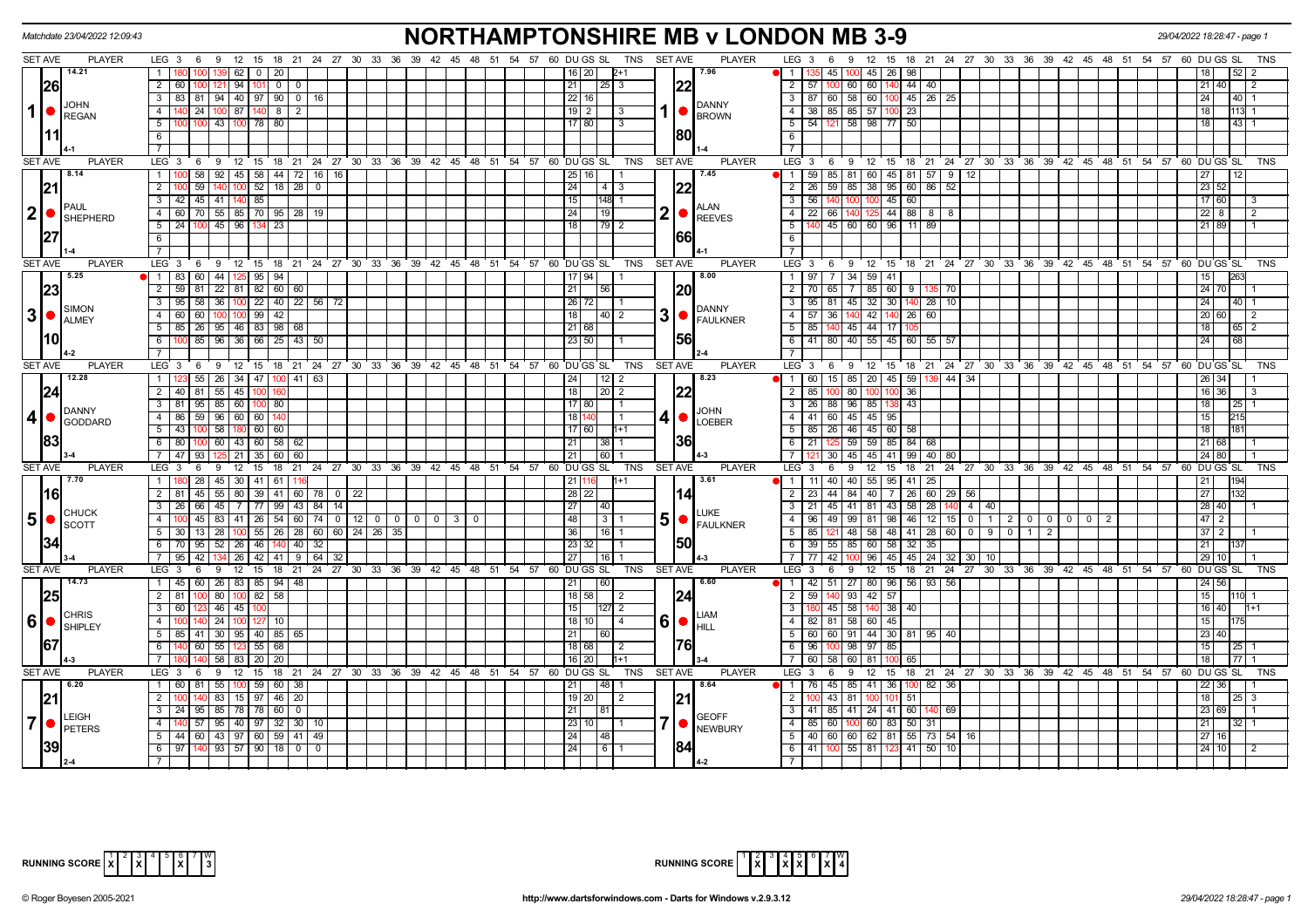Matchdate 23/04/2022 12:09:43

# NORTHAMPTONSHIRE MB v LONDON MB 3-9

29/04/2022 18:28:47 - page 1

| SET AVE | PLAYER | LEG | Scores | DU | GS | SL | TNS | SET AVE | PLAYER | LEG | Scores | DU | GS | SL | TNS |
|---|---|---|---|---|---|---|---|---|---|---|---|---|---|---|---|
| 14.21 / 26 / 11 | 1 JOHN REGAN (4-1) | 1 | 180 100 139 62 0 20 | 16 | 20 | | 2+1 | 7.96 / 22 / 80 | 1 DANNY BROWN (1-4) | 1 | 135 45 100 45 26 98 | 18 | | 52 | 2 |
| | | 2 | 60 100 121 94 101 0 0 | 21 | | 25 | 3 | | | 2 | 57 100 60 60 140 44 40 | 21 | 40 | | 2 |
| | | 3 | 83 81 94 40 97 90 0 16 | 22 | 16 | | | | | 3 | 87 60 58 60 100 45 26 25 | 24 | | 40 | 1 |
| | | 4 | 140 24 100 87 140 8 2 | 19 | 2 | | 3 | | | 4 | 38 85 85 57 100 23 | 18 | | 113 | 1 |
| | | 5 | 100 100 43 100 78 80 | 17 | 80 | | 3 | | | 5 | 54 121 58 98 77 50 | 18 | | 43 | 1 |
| 8.14 / 21 / 27 | 2 PAUL SHEPHERD (1-4) | 1 | 100 58 92 45 58 44 72 16 16 | 25 | 16 | | 1 | 7.45 / 22 / 66 | 2 ALAN REEVES (4-1) | 1 | 59 85 81 60 45 81 57 9 12 | 27 | | 12 | |
| | | 2 | 100 59 140 100 52 18 28 0 | 24 | | 4 | 3 | | | 2 | 26 59 85 38 95 60 86 52 | 23 | 52 | | |
| | | 3 | 42 45 41 140 85 | 15 | | 148 | 1 | | | 3 | 56 140 100 100 45 60 | 17 | 60 | | 3 |
| | | 4 | 60 70 55 85 70 95 28 19 | 24 | | 19 | | | | 4 | 22 66 140 125 44 88 8 8 | 22 | 8 | | 2 |
| | | 5 | 24 100 45 96 134 23 | 18 | | 79 | 2 | | | 5 | 140 45 60 60 96 11 89 | 21 | 89 | | 1 |
| 5.25 / 23 / 10 | 3 SIMON ALMEY (4-2) | 1 | 83 60 44 125 95 94 | 17 | 94 | | 1 | 8.00 / 20 / 56 | 3 DANNY FAULKNER (2-4) | 1 | 97 7 34 59 41 | 15 | | 263 | |
| | | 2 | 59 81 22 81 82 60 60 | 21 | | 56 | | | | 2 | 70 65 7 85 60 9 135 70 | 24 | 70 | | 1 |
| | | 3 | 95 58 36 100 22 40 22 56 72 | 26 | 72 | | 1 | | | 3 | 95 81 45 32 30 140 28 10 | 24 | | 40 | 1 |
| | | 4 | 60 60 100 100 99 42 | 18 | | 40 | 2 | | | 4 | 57 36 140 42 140 26 60 | 20 | 60 | | 2 |
| | | 5 | 85 26 95 46 83 98 68 | 21 | 68 | | | | | 5 | 85 140 45 44 17 105 | 18 | | 65 | 2 |
| | | 6 | 100 85 96 36 66 25 43 50 | 23 | 50 | | 1 | | | 6 | 41 80 40 55 45 60 55 57 | 24 | | 68 | |
| 12.28 / 24 / 83 | 4 DANNY GODDARD (3-4) | 1 | 123 55 26 34 47 100 41 63 | 24 | | 12 | 2 | 8.23 / 22 / 36 | 4 JOHN LOEBER (4-3) | 1 | 60 15 85 20 45 59 139 44 34 | 26 | 34 | | 1 |
| | | 2 | 40 81 55 45 100 160 | 18 | | 20 | 2 | | | 2 | 85 100 80 100 100 36 | 16 | 36 | | 3 |
| | | 3 | 81 95 85 60 100 80 | 17 | 80 | | 1 | | | 3 | 26 88 96 85 138 43 | 18 | | 25 | 1 |
| | | 4 | 86 59 96 60 60 140 | 18 | 140 | | 1 | | | 4 | 41 60 45 45 95 | 15 | | 215 | |
| | | 5 | 43 100 58 180 60 60 | 17 | 60 | | 1+1 | | | 5 | 85 26 46 45 60 58 | 18 | | 181 | |
| | | 6 | 80 100 60 43 60 58 62 | 21 | | 38 | 1 | | | 6 | 21 125 59 59 85 84 68 | 21 | 68 | | 1 |
| | | 7 | 47 93 125 21 35 60 60 | 21 | | 60 | 1 | | | 7 | 121 30 45 45 41 99 40 80 | 24 | 80 | | 1 |
| 7.70 / 16 / 34 | 5 CHUCK SCOTT (3-4) | 1 | 180 28 45 30 41 61 116 | 21 | 116 | | 1+1 | 3.61 / 14 / 50 | 5 LUKE FAULKNER (4-3) | 1 | 11 40 40 55 95 41 25 | 21 | | 194 | |
| | | 2 | 81 45 55 80 39 41 60 78 0 22 | 28 | 22 | | | | | 2 | 23 44 84 40 7 26 60 29 56 | 27 | | 132 | |
| | | 3 | 26 66 45 7 77 99 43 84 14 | 27 | | 40 | | | | 3 | 21 45 41 81 43 58 28 140 4 40 | 28 | 40 | | 1 |
| | | 4 | 100 45 83 41 26 54 60 74 0 12 0 0 0 0 3 0 | 48 | | 3 | 1 | | | 4 | 96 49 99 81 98 46 12 15 0 1 2 0 0 0 0 2 | 47 | 2 | | |
| | | 5 | 30 13 28 100 55 26 28 60 60 24 26 35 | 36 | | 16 | 1 | | | 5 | 85 121 48 58 48 41 28 60 0 9 0 1 2 | 37 | 2 | | 1 |
| | | 6 | 70 95 52 26 46 140 40 32 | 23 | 32 | | 1 | | | 6 | 39 55 85 60 58 32 35 | 21 | | 137 | |
| | | 7 | 95 42 134 26 42 41 9 64 32 | 27 | | 16 | 1 | | | 7 | 77 42 100 96 45 45 24 32 30 10 | 29 | 10 | | 1 |
| 14.73 / 25 / 67 | 6 CHRIS SHIPLEY (4-3) | 1 | 45 60 26 83 85 94 48 | 21 | | 60 | | 6.60 / 24 / 76 | 6 LIAM HILL (3-4) | 1 | 42 51 27 80 96 56 93 56 | 24 | 56 | | |
| | | 2 | 81 100 80 100 82 58 | 18 | 58 | | 2 | | | 2 | 59 140 93 42 57 | 15 | | 110 | 1 |
| | | 3 | 60 123 46 45 100 | 15 | | 127 | 2 | | | 3 | 180 45 58 140 38 40 | 16 | 40 | | 1+1 |
| | | 4 | 100 140 24 100 127 10 | 18 | 10 | | 4 | | | 4 | 82 81 58 60 45 | 15 | | 175 | |
| | | 5 | 85 41 30 95 40 85 65 | 21 | | 60 | | | | 5 | 60 60 91 44 30 81 95 40 | 23 | 40 | | |
| | | 6 | 140 60 55 123 55 68 | 18 | 68 | | 2 | | | 6 | 96 100 98 97 85 | 15 | | 25 | 1 |
| | | 7 | 180 140 58 83 20 20 | 16 | 20 | | 1+1 | | | 7 | 60 58 60 81 100 65 | 18 | | 77 | 1 |
| 6.20 / 21 / 39 | 7 LEIGH PETERS (2-4) | 1 | 60 81 55 100 59 60 38 | 21 | | 48 | 1 | 8.64 / 21 / 84 | 7 GEOFF NEWBURY (4-2) | 1 | 76 45 85 41 36 100 82 36 | 22 | 36 | | 1 |
| | | 2 | 100 140 83 15 97 46 20 | 19 | 20 | | 2 | | | 2 | 100 43 81 100 101 51 | 18 | | 25 | 3 |
| | | 3 | 24 95 85 78 78 60 0 | 21 | | 81 | | | | 3 | 41 85 41 24 41 60 140 69 | 23 | 69 | | 1 |
| | | 4 | 140 57 95 40 97 32 30 10 | 23 | 10 | | 1 | | | 4 | 85 60 100 60 83 50 31 | 21 | | 32 | 1 |
| | | 5 | 44 60 43 97 60 59 41 49 | 24 | | 48 | | | | 5 | 40 60 60 62 81 55 73 54 16 | 27 | 16 | | |
| | | 6 | 97 140 93 57 90 18 0 0 | 24 | | 6 | 1 | | | 6 | 41 100 55 81 123 41 50 10 | 24 | 10 | | 2 |

RUNNING SCORE (Northamptonshire): 1 2 3 4 5 6 7 W — X at 1, 3, 6 — 3

RUNNING SCORE (London): 1 2 3 4 5 6 7 W — X at 2, 4, 5, 7 — 4

© Roger Boyesen 2005-2021 http://www.dartsforwindows.com - Darts for Windows v.2.9.3.12 29/04/2022 18:28:47 - page 1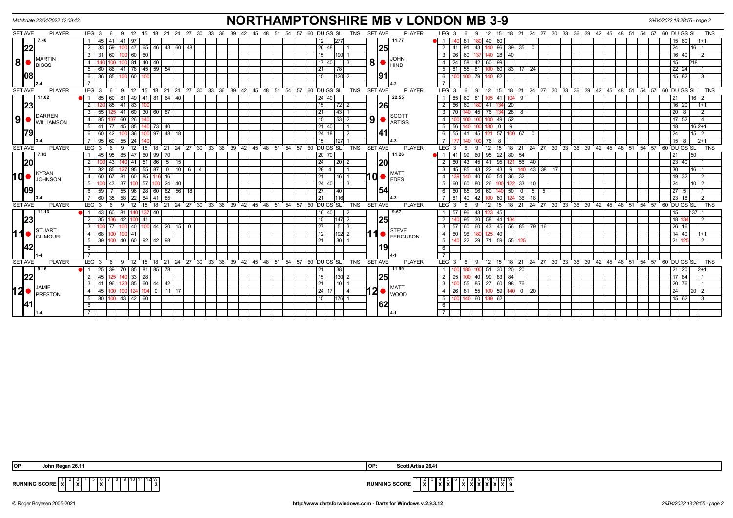Matchdate 23/04/2022 12:09:43

# NORTHAMPTONSHIRE MB v LONDON MB 3-9

## Set 8

| SET AVE | PLAYER | LEG | Scores | DU | GS | SL | TNS | SET AVE | PLAYER | LEG | Scores | DU | GS | SL | TNS |
|---|---|---|---|---|---|---|---|---|---|---|---|---|---|---|---|
| 7.40 | MARTIN BIGGS | 1 | 45 41 41 97 | 12 | | 277 | | 11.77 | JOHN HIND | 1 | 140 81 180 40 60 | 15 | 60 | | 1+1 |
| 22.08 | | 2 | 33 59 100 47 65 46 43 60 48 | 26 | 48 | | 1 | 25.91 | | 2 | 41 91 43 140 96 39 35 0 | 24 | | 16 | 1 |
| | | 3 | 31 60 100 60 60 | 15 | | 190 | 1 | | | 3 | 96 60 137 140 28 40 | 16 | 40 | | 2 |
| | | 4 | 140 100 100 81 40 40 | 17 | 40 | | 3 | | | 4 | 24 58 42 60 99 | 15 | | 218 | |
| | | 5 | 60 86 41 78 45 59 54 | 21 | | 78 | | | | 5 | 81 55 81 100 60 83 17 24 | 22 | 24 | | 1 |
| | | 6 | 36 85 100 60 100 | 15 | | 120 | 2 | | | 6 | 100 100 79 140 82 | 15 | 82 | | 3 |
| | 2-4 | 7 | | | | | | | 4-2 | 7 | | | | | |

## Set 9

| SET AVE | PLAYER | LEG | Scores | DU | GS | SL | TNS | SET AVE | PLAYER | LEG | Scores | DU | GS | SL | TNS |
|---|---|---|---|---|---|---|---|---|---|---|---|---|---|---|---|
| 11.02 | DARREN WILLIAMSON | 1 | 85 60 81 49 41 81 64 40 | 24 | 40 | | | 22.55 | SCOTT ARTISS | 1 | 85 60 81 105 41 104 9 | 21 | | 16 | 2 |
| 23.79 | | 2 | 120 85 41 83 100 | 15 | | 72 | 2 | 26.41 | | 2 | 66 60 180 41 134 20 | 16 | 20 | | 1+1 |
| | | 3 | 55 125 41 60 30 60 87 | 21 | | 43 | 1 | | | 3 | 70 140 45 76 134 28 8 | 20 | 8 | | 2 |
| | | 4 | 85 137 60 26 140 | 15 | | 53 | 2 | | | 4 | 100 100 100 100 49 52 | 17 | 52 | | 4 |
| | | 5 | 41 77 45 85 140 73 40 | 21 | 40 | | 1 | | | 5 | 56 140 100 180 0 9 | 18 | | 16 | 2+1 |
| | | 6 | 60 42 100 36 100 97 48 18 | 24 | 18 | | 2 | | | 6 | 55 41 45 121 57 100 67 0 | 24 | | 15 | 2 |
| | 3-4 | 7 | 95 60 55 24 140 | 15 | | 127 | 1 | | 4-3 | 7 | 177 140 100 76 8 | 15 | 8 | | 2+1 |

## Set 10

| SET AVE | PLAYER | LEG | Scores | DU | GS | SL | TNS | SET AVE | PLAYER | LEG | Scores | DU | GS | SL | TNS |
|---|---|---|---|---|---|---|---|---|---|---|---|---|---|---|---|
| 7.83 | KYRAN JOHNSON | 1 | 45 95 85 47 60 99 70 | 20 | 70 | | | 11.26 | MATT EDES | 1 | 41 99 60 95 22 80 54 | 21 | | 50 | |
| 20.09 | | 2 | 100 43 140 41 51 86 5 15 | 24 | | 20 | 2 | 20.54 | | 2 | 60 43 45 41 95 121 56 40 | 23 | 40 | | 1 |
| | | 3 | 32 85 127 95 55 87 0 10 6 4 | 28 | 4 | | 1 | | | 3 | 45 85 43 22 43 9 140 43 38 17 | 30 | | 16 | 1 |
| | | 4 | 60 67 81 60 85 116 16 | 21 | | 16 | 1 | | | 4 | 139 140 40 60 54 36 32 | 19 | 32 | | 2 |
| | | 5 | 100 43 37 100 57 100 24 40 | 24 | 40 | | 3 | | | 5 | 60 60 80 26 100 122 33 10 | 24 | | 10 | 2 |
| | | 6 | 59 7 55 96 28 60 82 56 18 | 27 | | 40 | | | | 6 | 60 85 96 60 140 50 0 5 5 | 27 | 5 | | 1 |
| | 3-4 | 7 | 60 35 58 22 84 41 85 | 21 | | 116 | | | 4-3 | 7 | 81 40 42 100 60 124 36 18 | 23 | 18 | | 2 |

## Set 11

| SET AVE | PLAYER | LEG | Scores | DU | GS | SL | TNS | SET AVE | PLAYER | LEG | Scores | DU | GS | SL | TNS |
|---|---|---|---|---|---|---|---|---|---|---|---|---|---|---|---|
| 11.13 | STUART GILMOUR | 1 | 43 60 81 140 137 40 | 16 | 40 | | 2 | 9.67 | STEVE FERGUSON | 1 | 57 96 43 123 45 | 15 | | 137 | 1 |
| 23.42 | | 2 | 35 136 42 100 41 | 15 | | 147 | 2 | 25.19 | | 2 | 140 95 30 58 44 134 | 18 | 134 | | 2 |
| | | 3 | 100 77 100 40 100 44 20 15 0 | 27 | | 5 | 3 | | | 3 | 57 60 60 43 45 56 85 79 16 | 26 | 16 | | |
| | | 4 | 68 100 100 41 | 12 | | 192 | 2 | | | 4 | 60 96 180 125 40 | 14 | 40 | | 1+1 |
| | | 5 | 39 100 40 60 92 42 98 | 21 | | 30 | 1 | | | 5 | 140 22 29 71 59 55 125 | 21 | 125 | | 2 |
| | 1-4 | 6 | | | | | | | 4-1 | 6 | | | | | |

## Set 12

| SET AVE | PLAYER | LEG | Scores | DU | GS | SL | TNS | SET AVE | PLAYER | LEG | Scores | DU | GS | SL | TNS |
|---|---|---|---|---|---|---|---|---|---|---|---|---|---|---|---|
| 9.16 | JAMIE PRESTON | 1 | 25 39 70 85 81 85 78 | 21 | | 38 | | 11.99 | MATT WOOD | 1 | 100 180 100 51 30 20 20 | 21 | 20 | | 2+1 |
| 22.41 | | 2 | 45 125 140 33 28 | 15 | | 130 | 2 | 25.62 | | 2 | 95 100 40 99 83 84 | 17 | 84 | | 1 |
| | | 3 | 41 96 123 85 60 44 42 | 21 | | 10 | 1 | | | 3 | 100 55 85 27 60 98 76 | 20 | 76 | | 1 |
| | | 4 | 45 100 100 124 104 0 11 17 | 24 | 17 | | 4 | | | 4 | 26 81 55 100 59 140 0 20 | 24 | | 20 | 2 |
| | | 5 | 80 100 43 42 60 | 15 | | 176 | 1 | | | 5 | 100 140 60 139 62 | 15 | 62 | | 3 |
| | 1-4 | 6 | | | | | | | 4-1 | 6 | | | | | |

OP: John Regan 26.11 | OP: Scott Artiss 26.41

| RUNNING SCORE | 1 | 2 | 3 | 4 | 5 | 6 | 7 | 8 | 9 | 10 | 11 | 12 | W |
|---|---|---|---|---|---|---|---|---|---|---|---|---|---|
| NORTHAMPTONSHIRE | X | | X | | | X | | | | | | | 3 |
| LONDON | | X | | X | X | | X | X | X | X | X | X | 9 |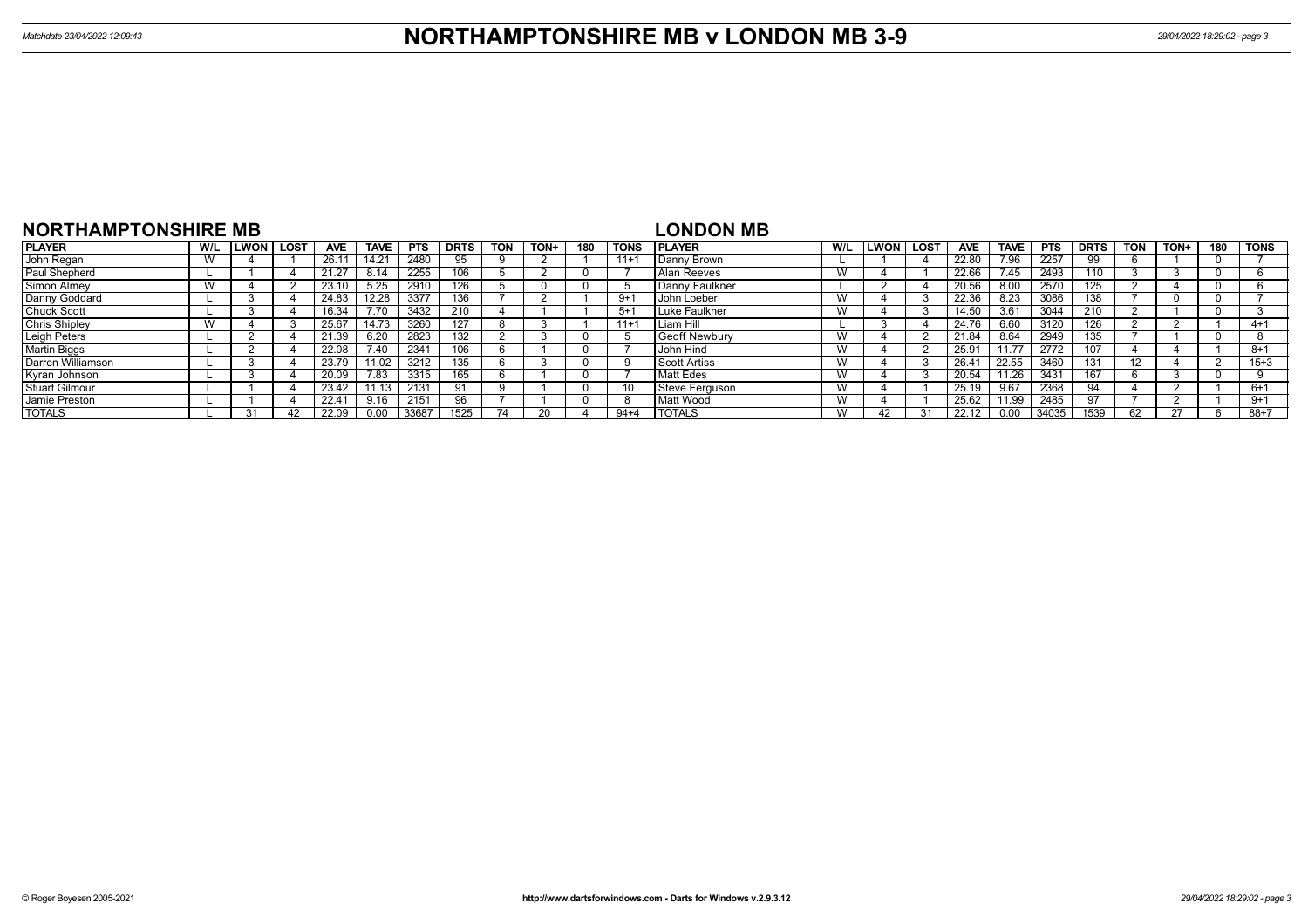# NORTHAMPTONSHIRE MB v LONDON MB 3-9

Matchdate 23/04/2022 12:09:43

## NORTHAMPTONSHIRE MB

| PLAYER | W/L | LWON | LOST | AVE | TAVE | PTS | DRTS | TON | TON+ | 180 | TONS |
|---|---|---|---|---|---|---|---|---|---|---|---|
| John Regan | W | 4 | 1 | 26.11 | 14.21 | 2480 | 95 | 9 | 2 | 1 | 11+1 |
| Paul Shepherd | L | 1 | 4 | 21.27 | 8.14 | 2255 | 106 | 5 | 2 | 0 | 7 |
| Simon Almey | W | 4 | 2 | 23.10 | 5.25 | 2910 | 126 | 5 | 0 | 0 | 5 |
| Danny Goddard | L | 3 | 4 | 24.83 | 12.28 | 3377 | 136 | 7 | 2 | 1 | 9+1 |
| Chuck Scott | L | 3 | 4 | 16.34 | 7.70 | 3432 | 210 | 4 | 1 | 1 | 5+1 |
| Chris Shipley | W | 4 | 3 | 25.67 | 14.73 | 3260 | 127 | 8 | 3 | 1 | 11+1 |
| Leigh Peters | L | 2 | 4 | 21.39 | 6.20 | 2823 | 132 | 2 | 3 | 0 | 5 |
| Martin Biggs | L | 2 | 4 | 22.08 | 7.40 | 2341 | 106 | 6 | 1 | 0 | 7 |
| Darren Williamson | L | 3 | 4 | 23.79 | 11.02 | 3212 | 135 | 6 | 3 | 0 | 9 |
| Kyran Johnson | L | 3 | 4 | 20.09 | 7.83 | 3315 | 165 | 6 | 1 | 0 | 7 |
| Stuart Gilmour | L | 1 | 4 | 23.42 | 11.13 | 2131 | 91 | 9 | 1 | 0 | 10 |
| Jamie Preston | L | 1 | 4 | 22.41 | 9.16 | 2151 | 96 | 7 | 1 | 0 | 8 |
| TOTALS | L | 31 | 42 | 22.09 | 0.00 | 33687 | 1525 | 74 | 20 | 4 | 94+4 |

## LONDON MB

| PLAYER | W/L | LWON | LOST | AVE | TAVE | PTS | DRTS | TON | TON+ | 180 | TONS |
|---|---|---|---|---|---|---|---|---|---|---|---|
| Danny Brown | L | 1 | 4 | 22.80 | 7.96 | 2257 | 99 | 6 | 1 | 0 | 7 |
| Alan Reeves | W | 4 | 1 | 22.66 | 7.45 | 2493 | 110 | 3 | 3 | 0 | 6 |
| Danny Faulkner | L | 2 | 4 | 20.56 | 8.00 | 2570 | 125 | 2 | 4 | 0 | 6 |
| John Loeber | W | 4 | 3 | 22.36 | 8.23 | 3086 | 138 | 7 | 0 | 0 | 7 |
| Luke Faulkner | W | 4 | 3 | 14.50 | 3.61 | 3044 | 210 | 2 | 1 | 0 | 3 |
| Liam Hill | L | 3 | 4 | 24.76 | 6.60 | 3120 | 126 | 2 | 2 | 1 | 4+1 |
| Geoff Newbury | W | 4 | 2 | 21.84 | 8.64 | 2949 | 135 | 7 | 1 | 0 | 8 |
| John Hind | W | 4 | 2 | 25.91 | 11.77 | 2772 | 107 | 4 | 4 | 1 | 8+1 |
| Scott Artiss | W | 4 | 3 | 26.41 | 22.55 | 3460 | 131 | 12 | 4 | 2 | 15+3 |
| Matt Edes | W | 4 | 3 | 20.54 | 11.26 | 3431 | 167 | 6 | 3 | 0 | 9 |
| Steve Ferguson | W | 4 | 1 | 25.19 | 9.67 | 2368 | 94 | 4 | 2 | 1 | 6+1 |
| Matt Wood | W | 4 | 1 | 25.62 | 11.99 | 2485 | 97 | 7 | 2 | 1 | 9+1 |
| TOTALS | W | 42 | 31 | 22.12 | 0.00 | 34035 | 1539 | 62 | 27 | 6 | 88+7 |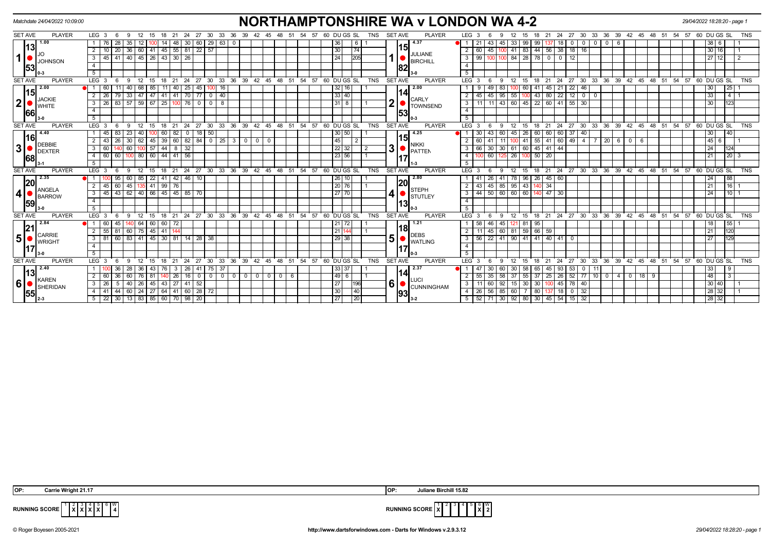Matchdate 24/04/2022 10:09:00

# NORTHAMPTONSHIRE WA v LONDON WA 4-2

29/04/2022 18:28:20 - page 1

| SET AVE | PLAYER | LEG | 3 | 6 | 9 | 12 | 15 | 18 | 21 | 24 | 27 | 30 | 33 | 36 | 39 | 42 | 45 | 48 | 51 | 54 | 57 | 60 | DU | GS | SL | TNS | SET AVE | PLAYER | LEG | 3 | 6 | 9 | 12 | 15 | 18 | 21 | 24 | 27 | 30 | 33 | 36 | 39 | 42 | 45 | 48 | 51 | 54 | 57 | 60 | DU | GS | SL | TNS |
|---|---|---|---|---|---|---|---|---|---|---|---|---|---|---|---|---|---|---|---|---|---|---|---|---|---|---|---|---|---|---|---|---|---|---|---|---|---|---|---|---|---|---|---|---|---|---|---|---|---|---|---|---|
| 1 13.53 (1.00) | JO JOHNSON 0-3 | 1 | 76 | 28 | 35 | 12 | 100 | 14 | 48 | 30 | 60 | 29 | 63 | 0 | | | | | | | | | 36 | | 6 | 1 | 1 15.82 (4.37) | JULIANE BIRCHILL 3-0 | 1 | 21 | 43 | 45 | 33 | 99 | 99 | 137 | 18 | 0 | 0 | 0 | 0 | 6 | | | | | | | | | 38 | 6 | | 1 |
| | | 2 | 10 | 20 | 36 | 60 | 41 | 45 | 55 | 81 | 22 | 57 | | | | | | | | | | | 30 | | 74 | | | | 2 | 60 | 45 | 100 | 41 | 83 | 44 | 56 | 38 | 18 | 16 | | | | | | | | | | | | 30 | 16 | | 1 |
| | | 3 | 45 | 41 | 40 | 45 | 26 | 43 | 30 | 26 | | | | | | | | | | | | | 24 | | 205 | | | | 3 | 99 | 100 | 100 | 84 | 28 | 78 | 0 | 0 | 12 | | | | | | | | | | | | | 27 | 12 | | 2 |
| | | 4 | | | | | | | | | | | | | | | | | | | | | | | | | | | 4 | | | | | | | | | | | | | | | | | | | | | | | | | |
| | | 5 | | | | | | | | | | | | | | | | | | | | | | | | | | | 5 | | | | | | | | | | | | | | | | | | | | | | | | | |
| 2 15.66 (2.00) | JACKIE WHITE 3-0 | 1 | 60 | 11 | 40 | 68 | 85 | 11 | 40 | 25 | 45 | 100 | 16 | | | | | | | | | | 32 | 16 | | 1 | 2 14.53 (2.00) | CARLY TOWNSEND 0-3 | 1 | 9 | 49 | 83 | 100 | 60 | 41 | 45 | 21 | 22 | 46 | | | | | | | | | | | 30 | | 25 | 1 |
| | | 2 | 26 | 79 | 33 | 47 | 47 | 41 | 41 | 70 | 77 | 0 | 40 | | | | | | | | | | 33 | 40 | | | | | 2 | 45 | 45 | 95 | 55 | 100 | 43 | 80 | 22 | 12 | 0 | 0 | | | | | | | | | | | 33 | | 4 | 1 |
| | | 3 | 26 | 83 | 57 | 59 | 67 | 25 | 100 | 76 | 0 | 0 | 8 | | | | | | | | | | 31 | 8 | | 1 | | | 3 | 11 | 11 | 43 | 60 | 45 | 22 | 60 | 41 | 55 | 30 | | | | | | | | | | | | 30 | | 123 | |
| | | 4 | | | | | | | | | | | | | | | | | | | | | | | | | | | 4 | | | | | | | | | | | | | | | | | | | | | | | | | |
| | | 5 | | | | | | | | | | | | | | | | | | | | | | | | | | | 5 | | | | | | | | | | | | | | | | | | | | | | | | | |
| 3 16.68 (4.40) | DEBBIE DEXTER 3-1 | 1 | 45 | 83 | 23 | 40 | 100 | 60 | 82 | 0 | 18 | 50 | | | | | | | | | | | 30 | 50 | | 1 | 3 15.17 (4.25) | NIKKI PATTEN 1-3 | 1 | 30 | 43 | 60 | 45 | 26 | 60 | 60 | 60 | 37 | 40 | | | | | | | | | | | 30 | | 40 | |
| | | 2 | 43 | 26 | 30 | 62 | 45 | 39 | 60 | 82 | 84 | 0 | 25 | 3 | 0 | 0 | 0 | | | | | | 45 | | 2 | | | | 2 | 60 | 41 | 11 | 100 | 41 | 55 | 41 | 60 | 49 | 4 | 7 | 20 | 6 | 0 | 6 | | | | | | | 45 | 6 | | 1 |
| | | 3 | 60 | 140 | 60 | 100 | 57 | 44 | 8 | 32 | | | | | | | | | | | | | 22 | 32 | | 2 | | | 3 | 66 | 30 | 30 | 61 | 60 | 45 | 41 | 44 | | | | | | | | | | | | | | 24 | | 124 | |
| | | 4 | 60 | 60 | 100 | 80 | 60 | 44 | 41 | 56 | | | | | | | | | | | | | 23 | 56 | | 1 | | | 4 | 100 | 60 | 125 | 26 | 100 | 50 | 20 | | | | | | | | | | | | | | | 21 | | 20 | 3 |
| | | 5 | | | | | | | | | | | | | | | | | | | | | | | | | | | 5 | | | | | | | | | | | | | | | | | | | | | | | | | |
| 4 20.59 (2.35) | ANGELA BARROW 3-0 | 1 | 100 | 95 | 60 | 85 | 22 | 41 | 42 | 46 | 10 | | | | | | | | | | | | 26 | 10 | | 1 | 4 20.13 (2.80) | STEPH STUTLEY 0-3 | 1 | 41 | 26 | 41 | 78 | 96 | 26 | 45 | 60 | | | | | | | | | | | | | 24 | | 88 | |
| | | 2 | 45 | 60 | 45 | 135 | 41 | 99 | 76 | | | | | | | | | | | | | | 20 | 76 | | 1 | | | 2 | 43 | 45 | 85 | 95 | 43 | 140 | 34 | | | | | | | | | | | | | | 21 | | 16 | 1 |
| | | 3 | 45 | 43 | 62 | 40 | 66 | 45 | 45 | 85 | 70 | | | | | | | | | | | | 27 | 70 | | | | | 3 | 44 | 50 | 60 | 60 | 60 | 140 | 47 | 30 | | | | | | | | | | | | | | 24 | | 10 | 1 |
| | | 4 | | | | | | | | | | | | | | | | | | | | | | | | | | | 4 | | | | | | | | | | | | | | | | | | | | | | | | | |
| | | 5 | | | | | | | | | | | | | | | | | | | | | | | | | | | 5 | | | | | | | | | | | | | | | | | | | | | | | | | |
| 5 21.17 (2.84) | CARRIE WRIGHT 3-0 | 1 | 60 | 45 | 140 | 64 | 60 | 60 | 72 | | | | | | | | | | | | | | 21 | 72 | | 1 | 5 18.17 (1.21) | DEBS WATLING 0-3 | 1 | 58 | 46 | 45 | 121 | 81 | 95 | | | | | | | | | | | | | | | 18 | | 55 | 1 |
| | | 2 | 55 | 81 | 60 | 75 | 45 | 41 | 144 | | | | | | | | | | | | | | 21 | 144 | | 1 | | | 2 | 11 | 45 | 60 | 81 | 59 | 66 | 59 | | | | | | | | | | | | | | 21 | | 120 | |
| | | 3 | 81 | 60 | 83 | 41 | 45 | 30 | 81 | 14 | 28 | 38 | | | | | | | | | | | 29 | 38 | | | | | 3 | 56 | 22 | 41 | 90 | 41 | 41 | 40 | 41 | 0 | | | | | | | | | | | | | 27 | | 129 | |
| | | 4 | | | | | | | | | | | | | | | | | | | | | | | | | | | 4 | | | | | | | | | | | | | | | | | | | | | | | | | |
| | | 5 | | | | | | | | | | | | | | | | | | | | | | | | | | | 5 | | | | | | | | | | | | | | | | | | | | | | | | | |
| 6 13.55 (2.40) | KAREN SHERIDAN 2-3 | 1 | 100 | 36 | 28 | 36 | 43 | 76 | 3 | 26 | 41 | 75 | 37 | | | | | | | | | | 33 | 37 | | 1 | 6 14.93 (2.37) | LUCI CUNNINGHAM 3-2 | 1 | 47 | 30 | 60 | 30 | 58 | 65 | 45 | 93 | 53 | 0 | 11 | | | | | | | | | | 33 | | 9 | |
| | | 2 | 60 | 36 | 60 | 76 | 81 | 140 | 26 | 16 | 0 | 0 | 0 | 0 | 0 | 0 | 0 | 0 | 6 | | | | 49 | 6 | | 1 | | | 2 | 55 | 35 | 58 | 37 | 55 | 37 | 25 | 26 | 52 | 77 | 10 | 0 | 4 | 0 | 18 | 9 | | | | | 48 | | 3 | |
| | | 3 | 26 | 5 | 40 | 26 | 45 | 43 | 27 | 41 | 52 | | | | | | | | | | | | 27 | | 196 | | | | 3 | 11 | 60 | 92 | 15 | 30 | 30 | 100 | 45 | 78 | 40 | | | | | | | | | | | | 30 | 40 | | 1 |
| | | 4 | 41 | 44 | 60 | 24 | 27 | 64 | 41 | 60 | 28 | 72 | | | | | | | | | | | 30 | | 40 | | | | 4 | 26 | 56 | 85 | 60 | 7 | 80 | 137 | 18 | 0 | 32 | | | | | | | | | | | | 28 | 32 | | 1 |
| | | 5 | 22 | 30 | 13 | 83 | 85 | 60 | 70 | 98 | 20 | | | | | | | | | | | | 27 | | 20 | | | | 5 | 52 | 71 | 30 | 92 | 80 | 30 | 45 | 54 | 15 | 32 | | | | | | | | | | | | 28 | 32 | | |

OP: Carrie Wright 21.17

OP: Juliane Birchill 15.82

| RUNNING SCORE | 1 | 2 | 3 | 4 | 5 | 6 | W |
|---|---|---|---|---|---|---|---|
| | | X | X | X | X | | 4 |

| RUNNING SCORE | 1 | 2 | 3 | 4 | 5 | 6 | W |
|---|---|---|---|---|---|---|---|
| | X | | | | | X | 2 |

© Roger Boyesen 2005-2021 http://www.dartsforwindows.com - Darts for Windows v.2.9.3.12 29/04/2022 18:28:20 - page 1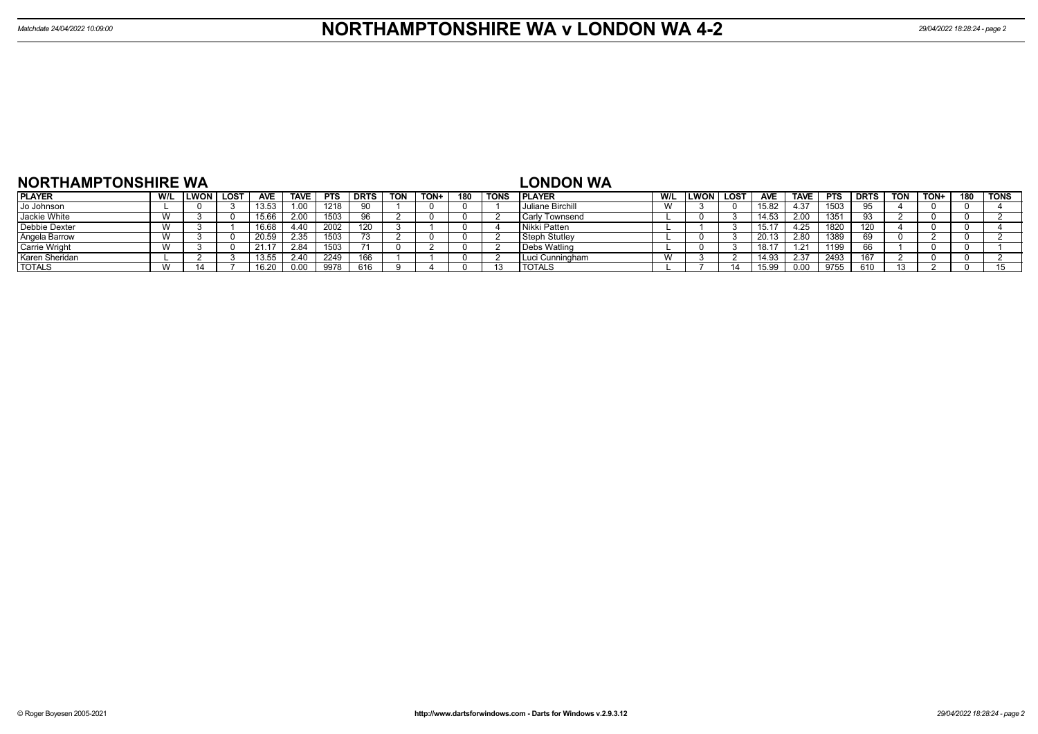# NORTHAMPTONSHIRE WA v LONDON WA 4-2

Matchdate 24/04/2022 10:09:00

## NORTHAMPTONSHIRE WA

| PLAYER | W/L | LWON | LOST | AVE | TAVE | PTS | DRTS | TON | TON+ | 180 | TONS |
|---|---|---|---|---|---|---|---|---|---|---|---|
| Jo Johnson | L | 0 | 3 | 13.53 | 1.00 | 1218 | 90 | 1 | 0 | 0 | 1 |
| Jackie White | W | 3 | 0 | 15.66 | 2.00 | 1503 | 96 | 2 | 0 | 0 | 2 |
| Debbie Dexter | W | 3 | 1 | 16.68 | 4.40 | 2002 | 120 | 3 | 1 | 0 | 4 |
| Angela Barrow | W | 3 | 0 | 20.59 | 2.35 | 1503 | 73 | 2 | 0 | 0 | 2 |
| Carrie Wright | W | 3 | 0 | 21.17 | 2.84 | 1503 | 71 | 0 | 2 | 0 | 2 |
| Karen Sheridan | L | 2 | 3 | 13.55 | 2.40 | 2249 | 166 | 1 | 1 | 0 | 2 |
| TOTALS | W | 14 | 7 | 16.20 | 0.00 | 9978 | 616 | 9 | 4 | 0 | 13 |

## LONDON WA

| PLAYER | W/L | LWON | LOST | AVE | TAVE | PTS | DRTS | TON | TON+ | 180 | TONS |
|---|---|---|---|---|---|---|---|---|---|---|---|
| Juliane Birchill | W | 3 | 0 | 15.82 | 4.37 | 1503 | 95 | 4 | 0 | 0 | 4 |
| Carly Townsend | L | 0 | 3 | 14.53 | 2.00 | 1351 | 93 | 2 | 0 | 0 | 2 |
| Nikki Patten | L | 1 | 3 | 15.17 | 4.25 | 1820 | 120 | 4 | 0 | 0 | 4 |
| Steph Stutley | L | 0 | 3 | 20.13 | 2.80 | 1389 | 69 | 0 | 2 | 0 | 2 |
| Debs Watling | L | 0 | 3 | 18.17 | 1.21 | 1199 | 66 | 1 | 0 | 0 | 1 |
| Luci Cunningham | W | 3 | 2 | 14.93 | 2.37 | 2493 | 167 | 2 | 0 | 0 | 2 |
| TOTALS | L | 7 | 14 | 15.99 | 0.00 | 9755 | 610 | 13 | 2 | 0 | 15 |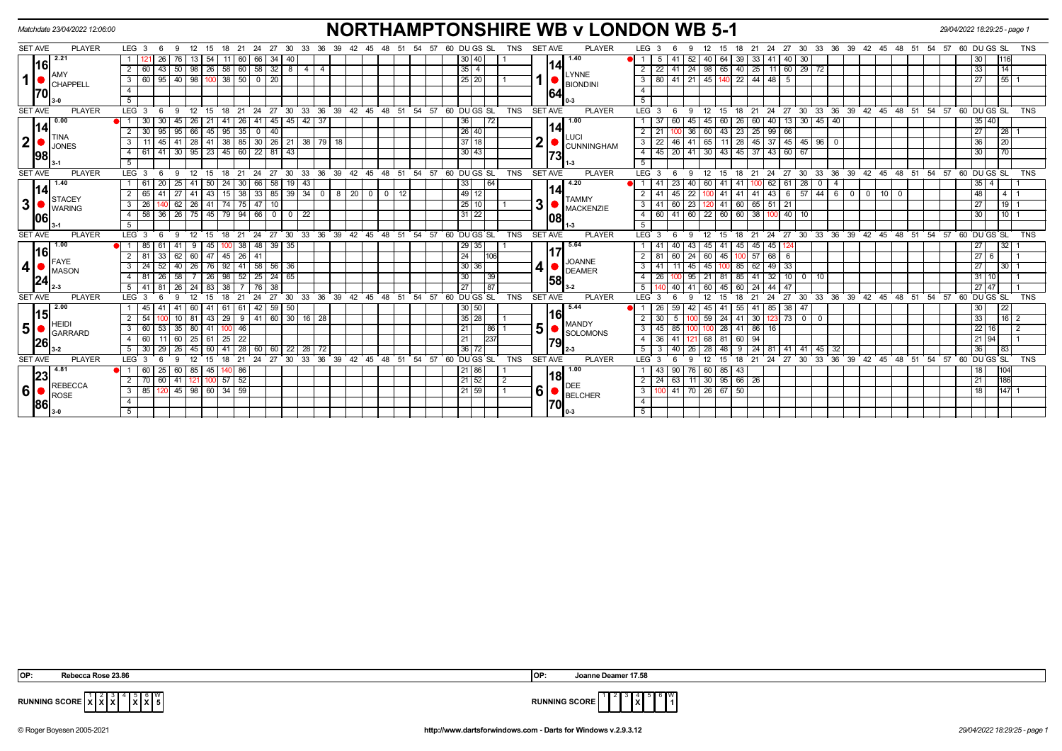Matchdate 23/04/2022 12:06:00

# NORTHAMPTONSHIRE WB v LONDON WB 5-1

29/04/2022 18:29:25

| SET AVE | PLAYER | LEG | Scores | DU | GS | SL | TNS | SET AVE | PLAYER | LEG | Scores | DU | GS | SL | TNS |
|---|---|---|---|---|---|---|---|---|---|---|---|---|---|---|---|
| 16.70 (2.21) | 1 AMY CHAPPELL 3-0 | 1 | 121 26 76 13 54 11 60 66 34 40 | 30 | 40 | | 1 | 14.64 (1.40) | 1 LYNNE BIONDINI 0-3 | 1 | 5 41 52 40 64 39 33 41 40 30 | 30 | | 116 | |
| | | 2 | 60 43 50 98 26 58 60 58 32 8 4 4 | 35 | 4 | | | | | 2 | 22 41 24 98 65 40 25 11 60 29 72 | 33 | | 14 | |
| | | 3 | 60 95 40 98 100 38 50 0 20 | 25 | 20 | | 1 | | | 3 | 80 41 21 45 140 22 44 48 5 | 27 | | 55 | 1 |
| 14.98 (0.00) | 2 TINA JONES 3-1 | 1 | 30 30 45 26 21 41 26 41 45 45 42 37 | 36 | | 72 | | 14.73 (1.00) | 2 LUCI CUNNINGHAM 1-3 | 1 | 37 60 45 45 60 26 60 40 13 30 45 40 | 35 | 40 | | |
| | | 2 | 30 95 95 66 45 95 35 0 40 | 26 | 40 | | | | | 2 | 21 100 36 60 43 23 25 99 66 | 27 | | 28 | 1 |
| | | 3 | 11 45 41 28 41 38 85 30 26 21 38 79 18 | 37 | 18 | | | | | 3 | 22 46 41 65 11 28 45 37 45 45 96 0 | 36 | | 20 | |
| | | 4 | 61 41 30 95 23 45 60 22 81 43 | 30 | 43 | | | | | 4 | 45 20 41 30 43 45 37 43 60 67 | 30 | | 70 | |
| 14.06 (1.40) | 3 STACEY WARING 3-1 | 1 | 61 20 25 41 50 24 30 66 58 19 43 | 33 | | 64 | | 14.08 (4.20) | 3 TAMMY MACKENZIE 1-3 | 1 | 41 23 40 60 41 41 100 62 61 28 0 4 | 35 | 4 | | 1 |
| | | 2 | 65 41 27 41 43 15 38 33 85 39 34 0 8 20 0 0 12 | 49 | 12 | | | | | 2 | 41 45 22 100 41 41 41 43 6 57 44 6 0 0 10 0 | 48 | | 4 | 1 |
| | | 3 | 26 140 62 26 41 74 75 47 10 | 25 | 10 | | 1 | | | 3 | 41 60 23 120 41 60 65 51 21 | 27 | | 19 | 1 |
| | | 4 | 58 36 26 75 45 79 94 66 0 0 22 | 31 | 22 | | | | | 4 | 60 41 60 22 60 60 38 100 40 10 | 30 | | 10 | 1 |
| 16.24 (1.00) | 4 FAYE MASON 2-3 | 1 | 85 61 41 9 45 100 38 48 39 35 | 29 | 35 | | 1 | 17.58 (5.64) | 4 JOANNE DEAMER 3-2 | 1 | 41 40 43 45 41 45 45 45 124 | 27 | | 32 | 1 |
| | | 2 | 81 33 62 60 47 45 26 41 | 24 | | 106 | | | | 2 | 81 60 24 60 45 100 57 68 6 | 27 | 6 | | 1 |
| | | 3 | 24 52 40 26 76 92 41 58 56 36 | 30 | 36 | | | | | 3 | 41 11 45 45 100 85 62 49 33 | 27 | | 30 | 1 |
| | | 4 | 81 26 58 7 26 98 52 25 24 65 | 30 | | 39 | | | | 4 | 26 100 95 21 81 85 41 32 10 0 10 | 31 | 10 | | 1 |
| | | 5 | 41 81 26 24 83 38 7 76 38 | 27 | | 87 | | | | 5 | 140 40 41 60 45 60 24 44 47 | 27 | 47 | | 1 |
| 15.26 (2.00) | 5 HEIDI GARRARD 3-2 | 1 | 45 41 41 60 41 61 61 42 59 50 | 30 | 50 | | | 16.79 (5.44) | 5 MANDY SOLOMONS 2-3 | 1 | 26 59 42 45 41 55 41 85 38 47 | 30 | | 22 | |
| | | 2 | 54 100 10 81 43 29 9 41 60 30 16 28 | 35 | 28 | | 1 | | | 2 | 30 5 100 59 24 41 30 123 73 0 0 | 33 | | 16 | 2 |
| | | 3 | 60 53 35 80 41 100 46 | 21 | | 86 | 1 | | | 3 | 45 85 100 100 28 41 86 16 | 22 | 16 | | 2 |
| | | 4 | 60 11 60 25 61 25 22 | 21 | | 237 | | | | 4 | 36 41 121 68 81 60 94 | 21 | 94 | | 1 |
| | | 5 | 30 29 26 45 60 41 28 60 60 22 28 72 | 36 | 72 | | | | | 5 | 3 40 26 28 48 9 24 81 41 41 45 32 | 36 | | 83 | |
| 23.86 (4.81) | 6 REBECCA ROSE 3-0 | 1 | 60 25 60 85 45 140 86 | 21 | 86 | | 1 | 18.70 (1.00) | 6 DEE BELCHER 0-3 | 1 | 43 90 76 60 85 43 | 18 | | 104 | |
| | | 2 | 70 60 41 121 100 57 52 | 21 | 52 | | 2 | | | 2 | 24 63 11 30 95 66 26 | 21 | | 186 | |
| | | 3 | 85 120 45 98 60 34 59 | 21 | 59 | | 1 | | | 3 | 100 41 70 26 67 50 | 18 | | 147 | 1 |

OP: Rebecca Rose 23.86 — OP: Joanne Deamer 17.58

RUNNING SCORE (Home): 1 X, 2 X, 3 X, 4 –, 5 X, 6 X — W 5

RUNNING SCORE (Away): 1 –, 2 –, 3 –, 4 X, 5 –, 6 – — W 1

© Roger Boyesen 2005-2021 — http://www.dartsforwindows.com - Darts for Windows v.2.9.3.12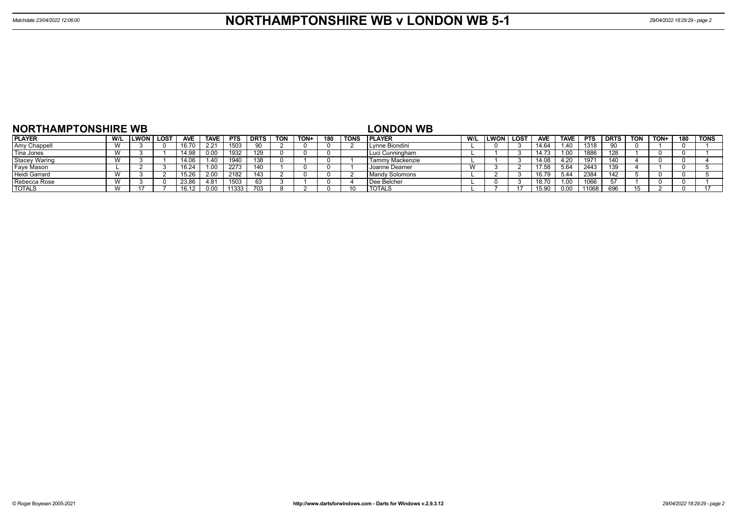# NORTHAMPTONSHIRE WB v LONDON WB 5-1

Matchdate 23/04/2022 12:06:00

## NORTHAMPTONSHIRE WB

| PLAYER | W/L | LWON | LOST | AVE | TAVE | PTS | DRTS | TON | TON+ | 180 | TONS |
|---|---|---|---|---|---|---|---|---|---|---|---|
| Amy Chappell | W | 3 | 0 | 16.70 | 2.21 | 1503 | 90 | 2 | 0 | 0 | 2 |
| Tina Jones | W | 3 | 1 | 14.98 | 0.00 | 1932 | 129 | 0 | 0 | 0 | |
| Stacey Waring | W | 3 | 1 | 14.06 | 1.40 | 1940 | 138 | 0 | 1 | 0 | 1 |
| Faye Mason | L | 2 | 3 | 16.24 | 1.00 | 2273 | 140 | 1 | 0 | 0 | 1 |
| Heidi Garrard | W | 3 | 2 | 15.26 | 2.00 | 2182 | 143 | 2 | 0 | 0 | 2 |
| Rebecca Rose | W | 3 | 0 | 23.86 | 4.81 | 1503 | 63 | 3 | 1 | 0 | 4 |
| TOTALS | W | 17 | 7 | 16.12 | 0.00 | 11333 | 703 | 8 | 2 | 0 | 10 |

## LONDON WB

| PLAYER | W/L | LWON | LOST | AVE | TAVE | PTS | DRTS | TON | TON+ | 180 | TONS |
|---|---|---|---|---|---|---|---|---|---|---|---|
| Lynne Biondini | L | 0 | 3 | 14.64 | 1.40 | 1318 | 90 | 0 | 1 | 0 | 1 |
| Luci Cunningham | L | 1 | 3 | 14.73 | 1.00 | 1886 | 128 | 1 | 0 | 0 | 1 |
| Tammy Mackenzie | L | 1 | 3 | 14.08 | 4.20 | 1971 | 140 | 4 | 0 | 0 | 4 |
| Joanne Deamer | W | 3 | 2 | 17.58 | 5.64 | 2443 | 139 | 4 | 1 | 0 | 5 |
| Mandy Solomons | L | 2 | 3 | 16.79 | 5.44 | 2384 | 142 | 5 | 0 | 0 | 5 |
| Dee Belcher | L | 0 | 3 | 18.70 | 1.00 | 1066 | 57 | 1 | 0 | 0 | 1 |
| TOTALS | L | 7 | 17 | 15.90 | 0.00 | 11068 | 696 | 15 | 2 | 0 | 17 |